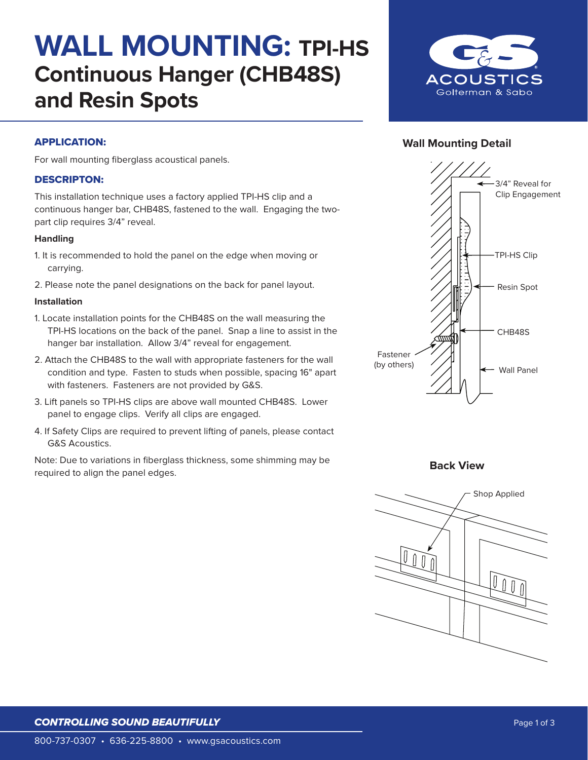# WALL MOUNTING: TPI-HS
## Continuous Hanger (CHB48S) and Resin Spots

### APPLICATION:

For wall mounting fiberglass acoustical panels.

### DESCRIPTON:

This installation technique uses a factory applied TPI-HS clip and a continuous hanger bar, CHB48S, fastened to the wall. Engaging the two-part clip requires 3/4" reveal.

**Handling**

1. It is recommended to hold the panel on the edge when moving or carrying.
2. Please note the panel designations on the back for panel layout.

**Installation**

1. Locate installation points for the CHB48S on the wall measuring the TPI-HS locations on the back of the panel. Snap a line to assist in the hanger bar installation. Allow 3/4" reveal for engagement.
2. Attach the CHB48S to the wall with appropriate fasteners for the wall condition and type. Fasten to studs when possible, spacing 16" apart with fasteners. Fasteners are not provided by G&S.
3. Lift panels so TPI-HS clips are above wall mounted CHB48S. Lower panel to engage clips. Verify all clips are engaged.
4. If Safety Clips are required to prevent lifting of panels, please contact G&S Acoustics.

Note: Due to variations in fiberglass thickness, some shimming may be required to align the panel edges.

**Wall Mounting Detail**

3/4" Reveal for Clip Engagement

TPI-HS Clip

Resin Spot

CHB48S

Fastener (by others)

Wall Panel

**Back View**

Shop Applied

*CONTROLLING SOUND BEAUTIFULLY*

800-737-0307 • 636-225-8800 • www.gsacoustics.com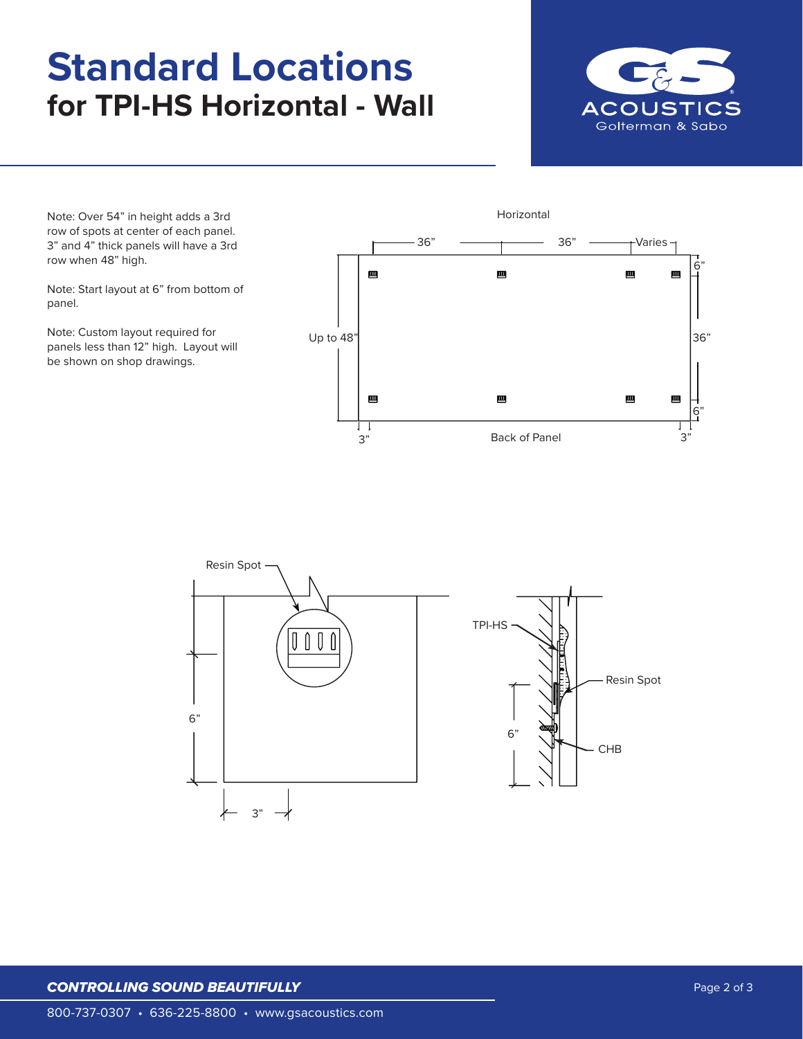# Standard Locations

## for TPI-HS Horizontal - Wall

Note: Over 54" in height adds a 3rd row of spots at center of each panel. 3" and 4" thick panels will have a 3rd row when 48" high.

Note: Start layout at 6" from bottom of panel.

Note: Custom layout required for panels less than 12" high. Layout will be shown on shop drawings.

Horizontal

36" 36" Varies

Up to 48"

6" 36" 6"

3" Back of Panel 3"

Resin Spot

6"

3"

TPI-HS

Resin Spot

6"

CHB

***CONTROLLING SOUND BEAUTIFULLY***

800-737-0307 • 636-225-8800 • www.gsacoustics.com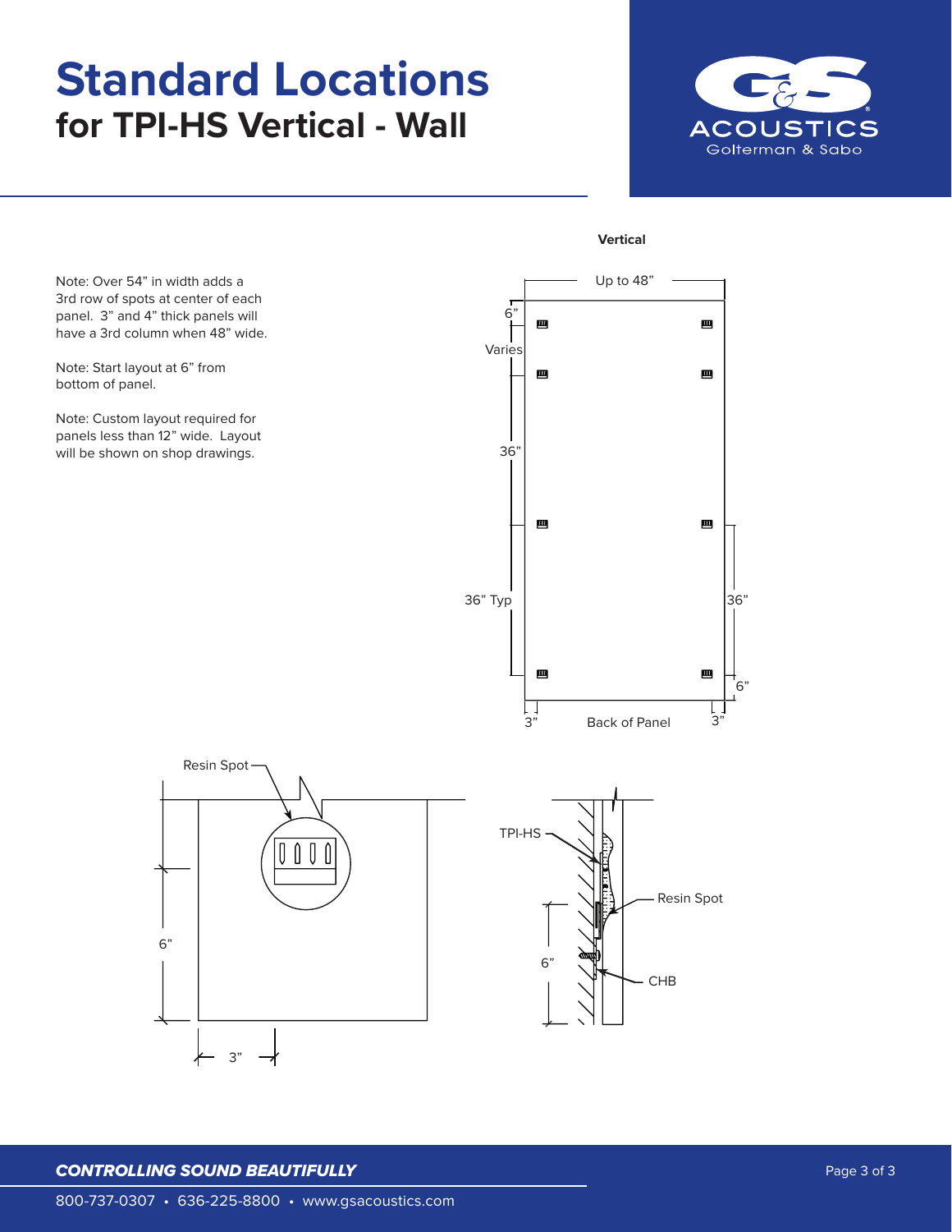# Standard Locations
## for TPI-HS Vertical - Wall

G&S ACOUSTICS
Golterman & Sabo

Note: Over 54" in width adds a 3rd row of spots at center of each panel. 3" and 4" thick panels will have a 3rd column when 48" wide.

Note: Start layout at 6" from bottom of panel.

Note: Custom layout required for panels less than 12" wide. Layout will be shown on shop drawings.

Vertical

Up to 48"

6"

Varies

36"

36" Typ

36"

6"

3"

Back of Panel

3"

Resin Spot

6"

3"

TPI-HS

Resin Spot

6"

CHB

*CONTROLLING SOUND BEAUTIFULLY*

800-737-0307 • 636-225-8800 • www.gsacoustics.com